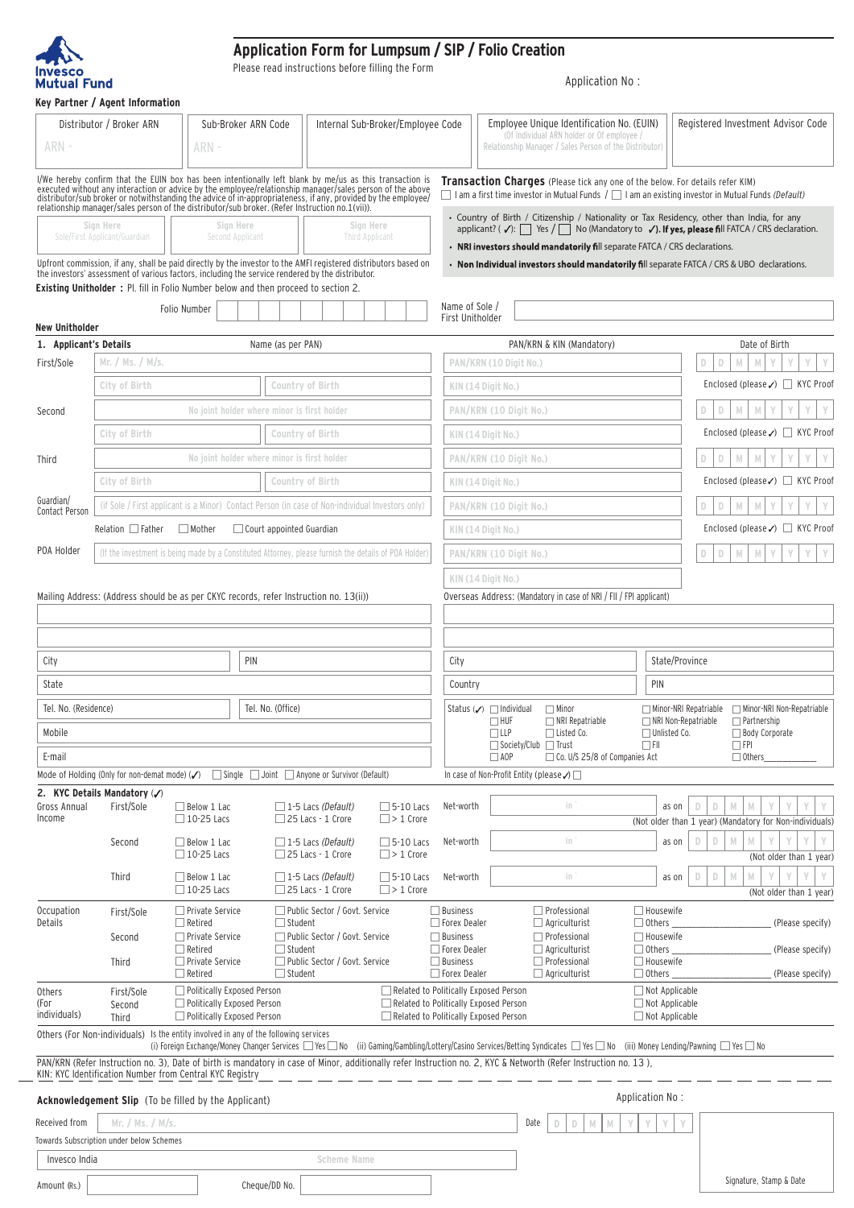Invesco Mutual Fund

# Application Form for Lumpsum / SIP / Folio Creation

Please read instructions before filling the Form

Application No :

## Key Partner / Agent Information

| Distributor / Broker ARN | Sub-Broker ARN Code | Internal Sub-Broker/Employee Code | Employee Unique Identification No. (EUIN) (Of Individual ARN holder or Of employee / Relationship Manager / Sales Person of the Distributor) | Registered Investment Advisor Code |
|---|---|---|---|---|
| ARN - | ARN - | | | |

I/We hereby confirm that the EUIN box has been intentionally left blank by me/us as this transaction is executed without any interaction or advice by the employee/relationship manager/sales person of the above distributor/sub broker or notwithstanding the advice of in-appropriateness, if any, provided by the employee/ relationship manager/sales person of the distributor/sub broker. (Refer Instruction no.1(vii)).

| Sign Here Sole/First Applicant/Guardian | Sign Here Second Applicant | Sign Here Third Applicant |
|---|---|---|
| | | |

Upfront commission, if any, shall be paid directly by the investor to the AMFI registered distributors based on the investors' assessment of various factors, including the service rendered by the distributor.

**Transaction Charges** (Please tick any one of the below. For details refer KIM)

☐ I am a first time investor in Mutual Funds / ☐ I am an existing investor in Mutual Funds *(Default)*

- Country of Birth / Citizenship / Nationality or Tax Residency, other than India, for any applicant? (✓): ☐ Yes / ☐ No (Mandatory to ✓). **If yes, please fill FATCA / CRS declaration.**
- **NRI investors should mandatorily fill separate FATCA / CRS declarations.**
- **Non Individual investors should mandatorily fill separate FATCA / CRS & UBO declarations.**

**Existing Unitholder :** Pl. fill in Folio Number below and then proceed to section 2.

Folio Number: ____________ Name of Sole / First Unitholder: ____________

## New Unitholder

### 1. Applicant's Details

| | Name (as per PAN) | | PAN/KRN & KIN (Mandatory) | Date of Birth |
|---|---|---|---|---|
| First/Sole | Mr. / Ms. / M/s. | | PAN/KRN (10 Digit No.) | D D M M Y Y Y Y |
| | City of Birth | Country of Birth | KIN (14 Digit No.) | Enclosed (please ✓) ☐ KYC Proof |
| Second | No joint holder where minor is first holder | | PAN/KRN (10 Digit No.) | D D M M Y Y Y Y |
| | City of Birth | Country of Birth | KIN (14 Digit No.) | Enclosed (please ✓) ☐ KYC Proof |
| Third | No joint holder where minor is first holder | | PAN/KRN (10 Digit No.) | D D M M Y Y Y Y |
| | City of Birth | Country of Birth | KIN (14 Digit No.) | Enclosed (please ✓) ☐ KYC Proof |
| Guardian/ Contact Person | (If Sole / First applicant is a Minor) Contact Person (in case of Non-individual Investors only) | | PAN/KRN (10 Digit No.) | D D M M Y Y Y Y |
| | Relation ☐ Father ☐ Mother ☐ Court appointed Guardian | | KIN (14 Digit No.) | Enclosed (please ✓) ☐ KYC Proof |
| POA Holder | (If the investment is being made by a Constituted Attorney, please furnish the details of POA Holder) | | PAN/KRN (10 Digit No.) | D D M M Y Y Y Y |
| | | | KIN (14 Digit No.) | |

Mailing Address: (Address should be as per CKYC records, refer Instruction no. 13(ii))

| | |
|---|---|
| City | PIN |
| State | |
| Tel. No. (Residence) | Tel. No. (Office) |
| Mobile | |
| E-mail | |

Overseas Address: (Mandatory in case of NRI / FII / FPI applicant)

| | |
|---|---|
| City | State/Province |
| Country | PIN |

Status (✓) ☐ Individual ☐ Minor ☐ Minor-NRI Repatriable ☐ Minor-NRI Non-Repatriable ☐ HUF ☐ NRI Repatriable ☐ NRI Non-Repatriable ☐ Partnership ☐ LLP ☐ Listed Co. ☐ Unlisted Co. ☐ Body Corporate ☐ Society/Club ☐ Trust ☐ FII ☐ FPI ☐ AOP ☐ Co. U/S 25/8 of Companies Act ☐ Others___________

Mode of Holding (Only for non-demat mode) (✓) ☐ Single ☐ Joint ☐ Anyone or Survivor (Default)

In case of Non-Profit Entity (please ✓) ☐

### 2. KYC Details Mandatory (✓)

| Gross Annual Income | | | | | Net-worth | | |
|---|---|---|---|---|---|---|---|
| First/Sole | ☐ Below 1 Lac ☐ 10-25 Lacs | ☐ 1-5 Lacs *(Default)* ☐ 25 Lacs - 1 Crore | ☐ 5-10 Lacs ☐ > 1 Crore | | Net-worth | in ` | as on D D M M Y Y Y Y (Not older than 1 year) (Mandatory for Non-individuals) |
| Second | ☐ Below 1 Lac ☐ 10-25 Lacs | ☐ 1-5 Lacs *(Default)* ☐ 25 Lacs - 1 Crore | ☐ 5-10 Lacs ☐ > 1 Crore | | Net-worth | in ` | as on D D M M Y Y Y Y (Not older than 1 year) |
| Third | ☐ Below 1 Lac ☐ 10-25 Lacs | ☐ 1-5 Lacs *(Default)* ☐ 25 Lacs - 1 Crore | ☐ 5-10 Lacs ☐ > 1 Crore | | Net-worth | in ` | as on D D M M Y Y Y Y (Not older than 1 year) |

| Occupation Details | | | | | |
|---|---|---|---|---|---|
| First/Sole | ☐ Private Service ☐ Retired | ☐ Public Sector / Govt. Service ☐ Student | ☐ Business ☐ Forex Dealer | ☐ Professional ☐ Agriculturist | ☐ Housewife ☐ Others ___________ (Please specify) |
| Second | ☐ Private Service ☐ Retired | ☐ Public Sector / Govt. Service ☐ Student | ☐ Business ☐ Forex Dealer | ☐ Professional ☐ Agriculturist | ☐ Housewife ☐ Others ___________ (Please specify) |
| Third | ☐ Private Service ☐ Retired | ☐ Public Sector / Govt. Service ☐ Student | ☐ Business ☐ Forex Dealer | ☐ Professional ☐ Agriculturist | ☐ Housewife ☐ Others ___________ (Please specify) |

| Others (For individuals) | | | | |
|---|---|---|---|---|
| First/Sole | ☐ Politically Exposed Person | ☐ Related to Politically Exposed Person | ☐ Not Applicable |
| Second | ☐ Politically Exposed Person | ☐ Related to Politically Exposed Person | ☐ Not Applicable |
| Third | ☐ Politically Exposed Person | ☐ Related to Politically Exposed Person | ☐ Not Applicable |

Others (For Non-individuals) Is the entity involved in any of the following services (i) Foreign Exchange/Money Changer Services ☐ Yes ☐ No (ii) Gaming/Gambling/Lottery/Casino Services/Betting Syndicates ☐ Yes ☐ No (iii) Money Lending/Pawning ☐ Yes ☐ No

PAN/KRN (Refer Instruction no. 3), Date of birth is mandatory in case of Minor, additionally refer Instruction no. 2, KYC & Networth (Refer Instruction no. 13 ),
KIN: KYC Identification Number from Central KYC Registry

---

## Acknowledgement Slip (To be filled by the Applicant)

Application No :

Received from Mr. / Ms. / M/s. ____________ Date D D M M Y Y Y Y

Towards Subscription under below Schemes

Invesco India ____________ Scheme Name

Amount (Rs.) ____________ Cheque/DD No. ____________

Signature, Stamp & Date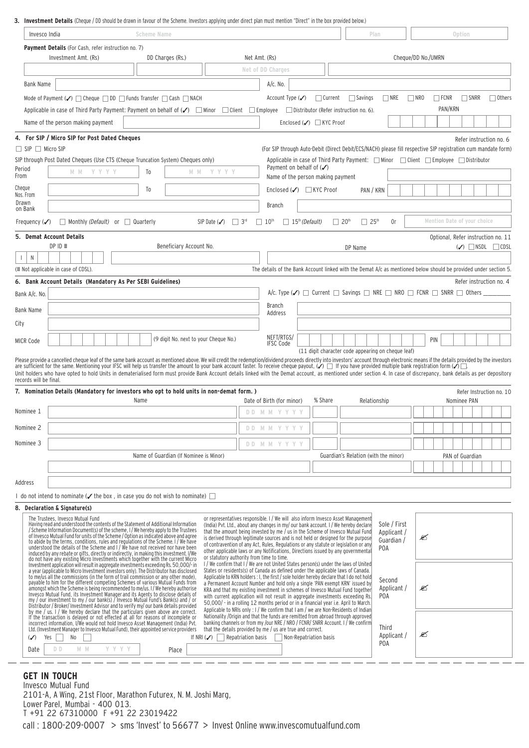**3. Investment Details** (Cheque / DD should be drawn in favour of the Scheme. Investors applying under direct plan must mention "Direct" in the box provided below.)

| Invesco India | Scheme Name | Plan | Option |
|---|---|---|---|
| | | | |

**Payment Details** (For Cash, refer instruction no. 7)

| Investment Amt. (Rs) | DD Charges (Rs.) | Net Amt. (Rs) Net of DD Charges | Cheque/DD No./UMRN |
|---|---|---|---|
| | | | |

Bank Name | A/c. No.

Mode of Payment (✓) ☐ Cheque ☐ DD ☐ Funds Transfer ☐ Cash ☐ NACH

Account Type (✓) ☐ Current ☐ Savings ☐ NRE ☐ NRO ☐ FCNR ☐ SNRR ☐ Others

Applicable in case of Third Party Payment: Payment on behalf of (✓) ☐ Minor ☐ Client ☐ Employee ☐ Distributor (Refer instruction no. 6).

Name of the person making payment | Enclosed (✓) ☐ KYC Proof | PAN/KRN

**4. For SIP / Micro SIP for Post Dated Cheques** — Refer instruction no. 6

☐ SIP ☐ Micro SIP

(For SIP through Auto-Debit (Direct Debit/ECS/NACH) please fill respective SIP registration cum mandate form)

SIP through Post Dated Cheques (Use CTS (Cheque Truncation System) Cheques only)

Period From: M M Y Y Y Y To M M Y Y Y Y

Cheque Nos. From: To

Drawn on Bank:

Applicable in case of Third Party Payment: ☐ Minor ☐ Client ☐ Employee ☐ Distributor

Payment on behalf of (✓)

Name of the person making payment

Enclosed (✓) ☐ KYC Proof PAN / KRN

Branch

Frequency (✓) ☐ Monthly *(Default)* or ☐ Quarterly SIP Date (✓) ☐ 3rd ☐ 10th ☐ 15th *(Default)* ☐ 20th ☐ 25th Or Mention Date of your choice

**5. Demat Account Details** — Optional, Refer instruction no. 11

| DP ID # | Beneficiary Account No. | DP Name | (✓) ☐ NSDL ☐ CDSL |
|---|---|---|---|
| I N | | | |

(# Not applicable in case of CDSL).

The details of the Bank Account linked with the Demat A/c as mentioned below should be provided under section 5.

**6. Bank Account Details (Mandatory As Per SEBI Guidelines)** — Refer instruction no. 4

Bank A/c. No.

A/c. Type (✓) ☐ Current ☐ Savings ☐ NRE ☐ NRO ☐ FCNR ☐ SNRR ☐ Others ________

Bank Name

Branch Address

City

MICR Code (9 digit No. next to your Cheque No.)

NEFT/RTGS/ IFSC Code (11 digit character code appearing on cheque leaf) PIN

Please provide a cancelled cheque leaf of the same bank account as mentioned above. We will credit the redemption/dividend proceeds directly into investors' account through electronic means if the details provided by the investors are sufficient for the same. Mentioning your IFSC will help us transfer the amount to your bank account faster. To receive cheque payout, (✓) ☐ If you have provided multiple bank registration form (✓) ☐.
Unit holders who have opted to hold Units in dematerialised form must provide Bank Account details linked with the Demat account, as mentioned under section 4. In case of discrepancy, bank details as per depository records will be final.

**7. Nomination Details (Mandatory for investors who opt to hold units in non-demat form. )** — Refer Instruction no. 10

| | Name | Date of Birth (for minor) | % Share | Relationship | Nominee PAN |
|---|---|---|---|---|---|
| Nominee 1 | | D D M M Y Y Y Y | | | |
| Nominee 2 | | D D M M Y Y Y Y | | | |
| Nominee 3 | | D D M M Y Y Y Y | | | |

| Name of Guardian (If Nominee is Minor) | Guardian's Relation (with the minor) | PAN of Guardian |
|---|---|---|
| | | |

Address

I do not intend to nominate (✓ the box , in case you do not wish to nominate) ☐

**8. Declaration & Signature(s)**

The Trustees, Invesco Mutual Fund
Having read and understood the contents of the Statement of Additional Information / Scheme Information Document(s) of the scheme, I / We hereby apply to the Trustees of Invesco Mutual Fund for units of the Scheme / Option as indicated above and agree to abide by the terms, conditions, rules and regulations of the Scheme. I / We have understood the details of the Scheme and I / We have not received nor have been induced by any rebate or gifts, directly or indirectly, in making this investment. I/We do not have any existing Micro Investments which together with the current Micro Investment application will result in aggregate investments exceeding Rs. 50,000/- in a year (applicable to Micro Investment investors only). The Distributor has disclosed to me/us all the commissions (in the form of trail commission or any other mode), payable to him for the different competing Schemes of various Mutual Funds from amongst which the Scheme is being recommended to me/us. I / We hereby authorise Invesco Mutual Fund, its Investment Manager and its Agents to disclose details of my / our investment to my / our bank(s) / Invesco Mutual Fund's Bank(s) and / or Distributor / Broker/ Investment Advisor and to verify my/ our bank details provided by me / us. I / We hereby declare that the particulars given above are correct. If the transaction is delayed or not effected at all for reasons of incomplete or incorrect information, I/We would not hold Invesco Asset Management (India) Pvt. Ltd. (Investment Manager to Invesco Mutual Fund), their appointed service providers or representatives responsible. I / We will also inform Invesco Asset Management (India) Pvt. Ltd., about any changes in my/ our bank account. I / We hereby declare that the amount being invested by me / us in the Scheme of Invesco Mutual Fund is derived through legitimate sources and is not held or designed for the purpose of contravention of any Act, Rules, Regulations or any statute or legislation or any other applicable laws or any Notifications, Directions issued by any governmental or statutory authority from time to time.
I / We confirm that I / We are not United States person(s) under the laws of United States or residents(s) of Canada as defined under the applicable laws of Canada.
Applicable to KRN holders : I, the first / sole holder hereby declare that I do not hold a Permanent Account Number and hold only a single 'PAN exempt KRN' issued by KRA and that my existing investment in schemes of Invesco Mutual Fund together with current application will not result in aggregate investments exceeding Rs. 50,000/ - in a rolling 12 months period or in a financial year i.e. April to March.
Applicable to NRIs only : I / We confirm that I am / we are Non-Residents of Indian Nationality /Origin and that the funds are remitted from abroad through approved banking channels or from my /our NRE / NRO / FCNR/ SNRR Account. I / We confirm that the details provided by me / us are true and correct.

(✓) Yes ☐ No ☐ If NRI (✓) ☐ Repatriation basis ☐ Non-Repatriation basis

Date D D M M Y Y Y Y Place

Sole / First Applicant / Guardian / POA ✍

Second Applicant / POA ✍

Third Applicant / POA ✍

## GET IN TOUCH

Invesco Mutual Fund
2101-A, A Wing, 21st Floor, Marathon Futurex, N. M. Joshi Marg,
Lower Parel, Mumbai - 400 013.
T +91 22 67310000 F +91 22 23019422
call : 1800-209-0007 > sms 'Invest' to 56677 > Invest Online www.invescomutualfund.com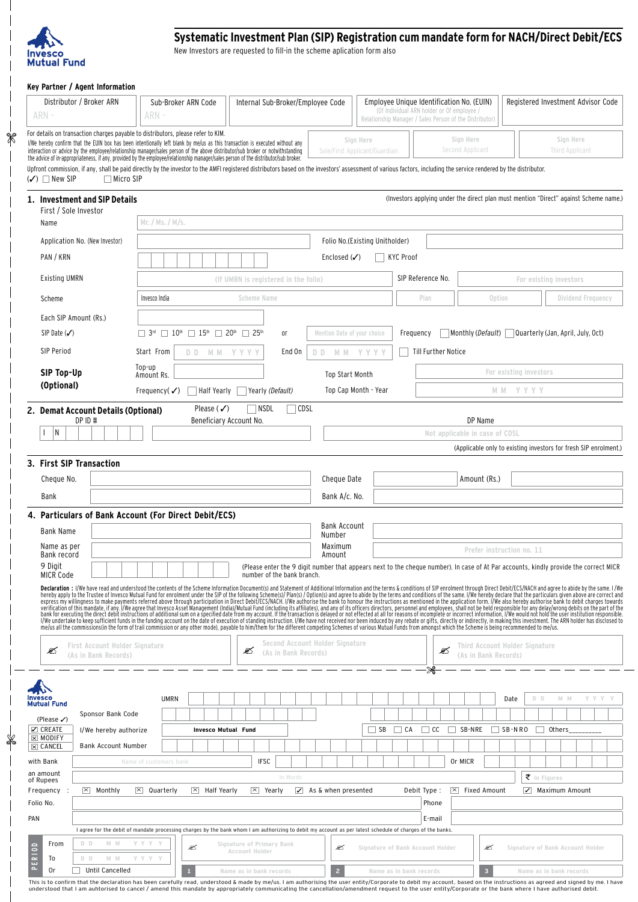Invesco Mutual Fund

# Systematic Investment Plan (SIP) Registration cum mandate form for NACH/Direct Debit/ECS

New Investors are requested to fill-in the scheme aplication form also

## Key Partner / Agent Information

| Distributor / Broker ARN | Sub-Broker ARN Code | Internal Sub-Broker/Employee Code | Employee Unique Identification No. (EUIN) (Of Individual ARN holder or Of employee / Relationship Manager / Sales Person of the Distributor) | Registered Investment Advisor Code |
|---|---|---|---|---|
| ARN - | ARN - | | | |

For details on transaction charges payable to distributors, please refer to KIM.

I/We hereby confirm that the EUIN box has been intentionally left blank by me/us as this transaction is executed without any interaction or advice by the employee/relationship manager/sales person of the above distributor/sub broker or notwithstanding the advice of in-appropriateness, if any, provided by the employee/relationship manager/sales person of the distributor/sub broker.

| Sign Here Sole/First Applicant/Guardian | Sign Here Second Applicant | Sign Here Third Applicant |
|---|---|---|

Upfront commission, if any, shall be paid directly by the investor to the AMFI registered distributors based on the investors' assessment of various factors, including the service rendered by the distributor.

(✓) ☐ New SIP ☐ Micro SIP

## 1. Investment and SIP Details

(Investors applying under the direct plan must mention "Direct" against Scheme name.)

First / Sole Investor

Name: Mr. / Ms. / M/s.

Application No. (New Investor): ______ Folio No.(Existing Unitholder): ______

PAN / KRN: ______ Enclosed (✓) ☐ KYC Proof

Existing UMRN: (If UMRN is registered in the folio) SIP Reference No.: For existing investors

Scheme: Invesco India Scheme Name | Plan | Option | Dividend Frequency

Each SIP Amount (Rs.): ______

SIP Date (✓): ☐ 3rd ☐ 10th ☐ 15th ☐ 20th ☐ 25th or Mention Date of your choice Frequency ☐ Monthly *(Default)* ☐ Quarterly (Jan, April, July, Oct)

SIP Period: Start From D D M M Y Y Y Y End On D D M M Y Y Y Y ☐ Till Further Notice

**SIP Top-Up (Optional)**

Top-up Amount Rs. ______ Top Start Month: For existing investors

Frequency( ✓) ☐ Half Yearly ☐ Yearly *(Default)* Top Cap Month - Year: M M Y Y Y Y

## 2. Demat Account Details (Optional)

Please (✓) ☐ NSDL ☐ CDSL

DP ID #: I N ______ Beneficiary Account No.: ______ DP Name: Not applicable in case of CDSL

(Applicable only to existing investors for fresh SIP enrolment.)

## 3. First SIP Transaction

Cheque No.: ______ Cheque Date: ______ Amount (Rs.): ______

Bank: ______ Bank A/c. No.: ______

## 4. Particulars of Bank Account (For Direct Debit/ECS)

Bank Name: ______ Bank Account Number: ______

Name as per Bank record: ______ Maximum Amount: Prefer instruction no. 11

9 Digit MICR Code: ______ (Please enter the 9 digit number that appears next to the cheque number). In case of At Par accounts, kindly provide the correct MICR number of the bank branch.

**Declaration :** I/We have read and understood the contents of the Scheme Information Document(s) and Statement of Additional Information and the terms & conditions of SIP enrolment through Direct Debit/ECS/NACH and agree to abide by the same. I /We hereby apply to the Trustee of Invesco Mutual Fund for enrolment under the SIP of the following Scheme(s)/ Plan(s) / Option(s) and agree to abide by the terms and conditions of the same. I/We hereby declare that the particulars given above are correct and express my willingness to make payments referred above through participation in Direct Debit/ECS/NACH. I/We authorise the bank to honour the instructions as mentioned in the application form. I/We also hereby authorise bank to debit charges towards verification of this mandate, if any. I/We agree that Invesco Asset Management (India)/Mutual Fund (including its affiliates), and any of its officers directors, personnel and employees, shall not be held responsible for any delay/wrong debits on the part of the bank for executing the direct debit instructions of additional sum on a specified date from my account. If the transaction is delayed or not effected at all for reasons of incomplete or incorrect information, I/We would not hold the user institution responsible. I/We undertake to keep sufficient funds in the funding account on the date of execution of standing instruction. I/We have not received nor been induced by any rebate or gifts, directly or indirectly, in making this investment. The ARN holder has disclosed to me/us all the commissions(in the form of trail commission or any other mode), payable to him/them for the different competing Schemes of various Mutual Funds from amongst which the Scheme is being recommended to me/us.

| First Account Holder Signature (As in Bank Records) | Second Account Holder Signature (As in Bank Records) | Third Account Holder Signature (As in Bank Records) |
|---|---|---|

---

Invesco Mutual Fund

UMRN: ______ Date: D D M M Y Y Y Y

Sponsor Bank Code: ______

(Please ✓)
☑ CREATE
☒ MODIFY
☒ CANCEL

I/We hereby authorize **Invesco Mutual Fund** ☐ SB ☐ CA ☐ CC ☐ SB-NRE ☐ SB-NRO ☐ Others_________

Bank Account Number: ______

with Bank: Name of customers bank IFSC: ______ Or MICR: ______

an amount of Rupees: In Words ₹ In Figures

Frequency : ☒ Monthly ☒ Quarterly ☒ Half Yearly ☒ Yearly ☑ As & when presented Debit Type : ☒ Fixed Amount ☑ Maximum Amount

Folio No.: ______ Phone: ______

PAN: ______ E-mail: ______

I agree for the debit of mandate processing charges by the bank whom I am authorizing to debit my account as per latest schedule of charges of the banks.

PERIOD
From: D D M M Y Y Y Y
To: D D M M Y Y Y Y
Or ☐ Until Cancelled

| Signature of Primary Bank Account Holder | Signature of Bank Account Holder | Signature of Bank Account Holder |
|---|---|---|
| 1 Name as in bank records | 2 Name as in bank records | 3 Name as in bank records |

This is to confirm that the declaration has been carefully read, understood & made by me/us. I am authorising the user entity/Corporate to debit my account, based on the instructions as agreed and signed by me. I have understood that I am auhtorised to cancel / amend this mandate by appropriately communicating the cancellation/amendment request to the user entity/Corporate or the bank where I have authorised debit.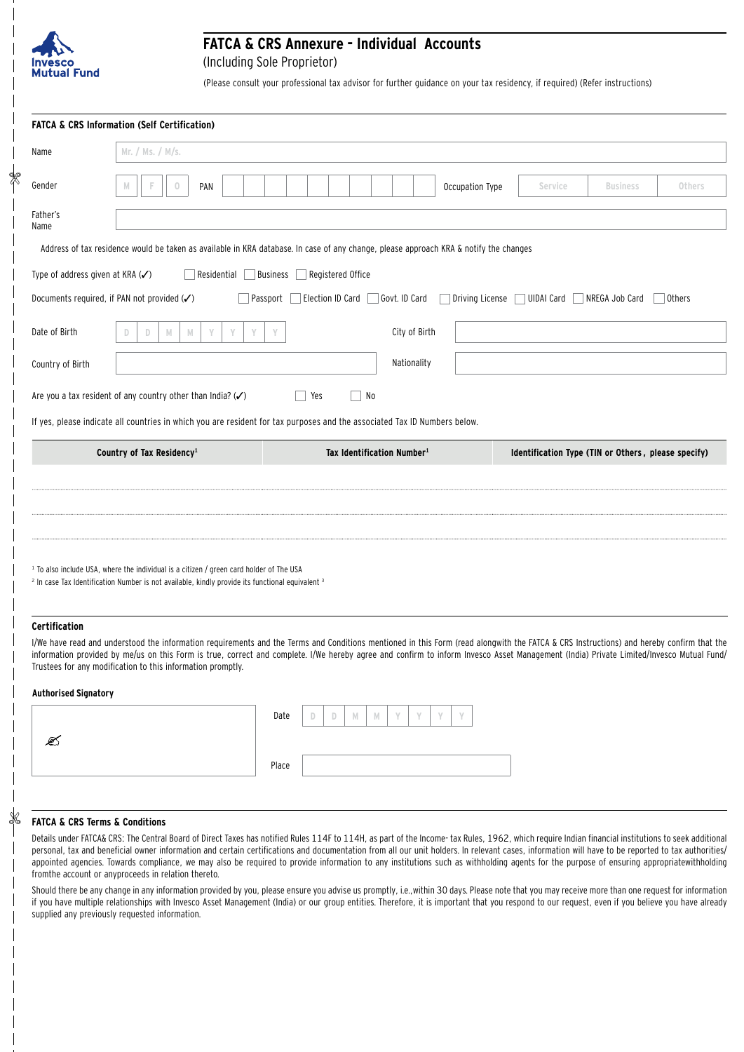Invesco Mutual Fund

# FATCA & CRS Annexure - Individual Accounts

(Including Sole Proprietor)

(Please consult your professional tax advisor for further guidance on your tax residency, if required) (Refer instructions)

## FATCA & CRS Information (Self Certification)

Name: Mr. / Ms. / M/s.

Gender: M F O  PAN  Occupation Type: Service Business Others

Father's Name

Address of tax residence would be taken as available in KRA database. In case of any change, please approach KRA & notify the changes

Type of address given at KRA (✓) ☐ Residential ☐ Business ☐ Registered Office

Documents required, if PAN not provided (✓) ☐ Passport ☐ Election ID Card ☐ Govt. ID Card ☐ Driving License ☐ UIDAI Card ☐ NREGA Job Card ☐ Others

Date of Birth: D D M M Y Y Y Y  City of Birth

Country of Birth  Nationality

Are you a tax resident of any country other than India? (✓) ☐ Yes ☐ No

If yes, please indicate all countries in which you are resident for tax purposes and the associated Tax ID Numbers below.

| Country of Tax Residency[1] | Tax Identification Number[1] | Identification Type (TIN or Others, please specify) |
| --- | --- | --- |
| | | |
| | | |
| | | |

[1] To also include USA, where the individual is a citizen / green card holder of The USA

[2] In case Tax Identification Number is not available, kindly provide its functional equivalent [3]

## Certification

I/We have read and understood the information requirements and the Terms and Conditions mentioned in this Form (read alongwith the FATCA & CRS Instructions) and hereby confirm that the information provided by me/us on this Form is true, correct and complete. I/We hereby agree and confirm to inform Invesco Asset Management (India) Private Limited/Invesco Mutual Fund/ Trustees for any modification to this information promptly.

**Authorised Signatory**

Date: D D M M Y Y Y Y

Place

## FATCA & CRS Terms & Conditions

Details under FATCA& CRS: The Central Board of Direct Taxes has notified Rules 114F to 114H, as part of the Income- tax Rules, 1962, which require Indian financial institutions to seek additional personal, tax and beneficial owner information and certain certifications and documentation from all our unit holders. In relevant cases, information will have to be reported to tax authorities/ appointed agencies. Towards compliance, we may also be required to provide information to any institutions such as withholding agents for the purpose of ensuring appropriatewithholding fromthe account or anyproceeds in relation thereto.

Should there be any change in any information provided by you, please ensure you advise us promptly, i.e.,within 30 days. Please note that you may receive more than one request for information if you have multiple relationships with Invesco Asset Management (India) or our group entities. Therefore, it is important that you respond to our request, even if you believe you have already supplied any previously requested information.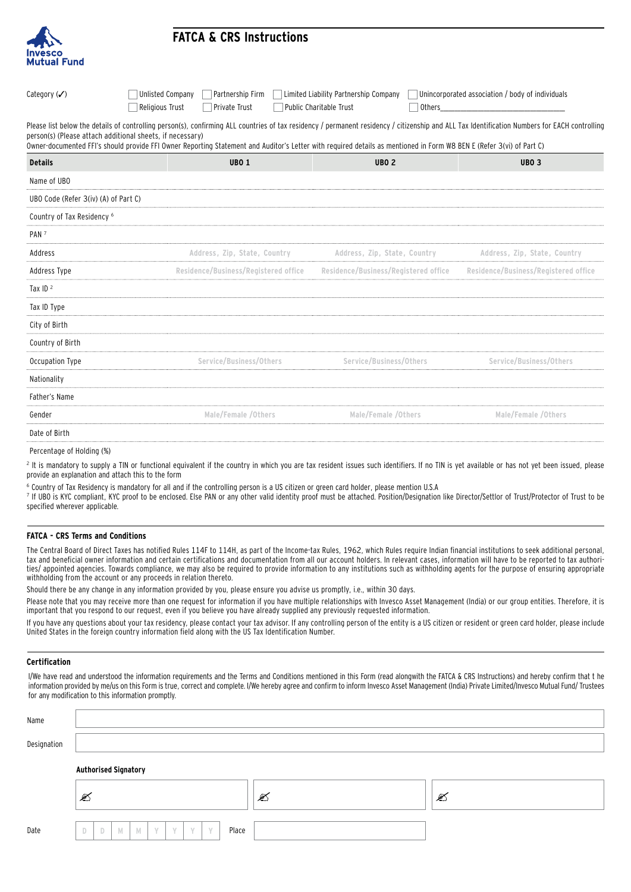# FATCA & CRS Instructions

Category (✓) ☐ Unlisted Company ☐ Partnership Firm ☐ Limited Liability Partnership Company ☐ Unincorporated association / body of individuals ☐ Religious Trust ☐ Private Trust ☐ Public Charitable Trust ☐ Others________________________________

Please list below the details of controlling person(s), confirming ALL countries of tax residency / permanent residency / citizenship and ALL Tax Identification Numbers for EACH controlling person(s) (Please attach additional sheets, if necessary)

Owner-documented FFI's should provide FFI Owner Reporting Statement and Auditor's Letter with required details as mentioned in Form W8 BEN E (Refer 3(vi) of Part C)

| Details | UBO 1 | UBO 2 | UBO 3 |
|---|---|---|---|
| Name of UBO | | | |
| UBO Code (Refer 3(iv) (A) of Part C) | | | |
| Country of Tax Residency [6] | | | |
| PAN [7] | | | |
| Address | Address, Zip, State, Country | Address, Zip, State, Country | Address, Zip, State, Country |
| Address Type | Residence/Business/Registered office | Residence/Business/Registered office | Residence/Business/Registered office |
| Tax ID [2] | | | |
| Tax ID Type | | | |
| City of Birth | | | |
| Country of Birth | | | |
| Occupation Type | Service/Business/Others | Service/Business/Others | Service/Business/Others |
| Nationality | | | |
| Father's Name | | | |
| Gender | Male/Female /Others | Male/Female /Others | Male/Female /Others |
| Date of Birth | | | |
| Percentage of Holding (%) | | | |

[2] It is mandatory to supply a TIN or functional equivalent if the country in which you are tax resident issues such identifiers. If no TIN is yet available or has not yet been issued, please provide an explanation and attach this to the form

[6] Country of Tax Residency is mandatory for all and if the controlling person is a US citizen or green card holder, please mention U.S.A

[7] If UBO is KYC compliant, KYC proof to be enclosed. Else PAN or any other valid identity proof must be attached. Position/Designation like Director/Settlor of Trust/Protector of Trust to be specified wherever applicable.

## FATCA - CRS Terms and Conditions

The Central Board of Direct Taxes has notified Rules 114F to 114H, as part of the Income-tax Rules, 1962, which Rules require Indian financial institutions to seek additional personal, tax and beneficial owner information and certain certifications and documentation from all our account holders. In relevant cases, information will have to be reported to tax authorities/ appointed agencies. Towards compliance, we may also be required to provide information to any institutions such as withholding agents for the purpose of ensuring appropriate withholding from the account or any proceeds in relation thereto.

Should there be any change in any information provided by you, please ensure you advise us promptly, i.e., within 30 days.

Please note that you may receive more than one request for information if you have multiple relationships with Invesco Asset Management (India) or our group entities. Therefore, it is important that you respond to our request, even if you believe you have already supplied any previously requested information.

If you have any questions about your tax residency, please contact your tax advisor. If any controlling person of the entity is a US citizen or resident or green card holder, please include United States in the foreign country information field along with the US Tax Identification Number.

## Certification

I/We have read and understood the information requirements and the Terms and Conditions mentioned in this Form (read alongwith the FATCA & CRS Instructions) and hereby confirm that t he information provided by me/us on this Form is true, correct and complete. I/We hereby agree and confirm to inform Invesco Asset Management (India) Private Limited/Invesco Mutual Fund/ Trustees for any modification to this information promptly.

Name

Designation

**Authorised Signatory**

✍ ✍ ✍

Date D D M M Y Y Y Y Place